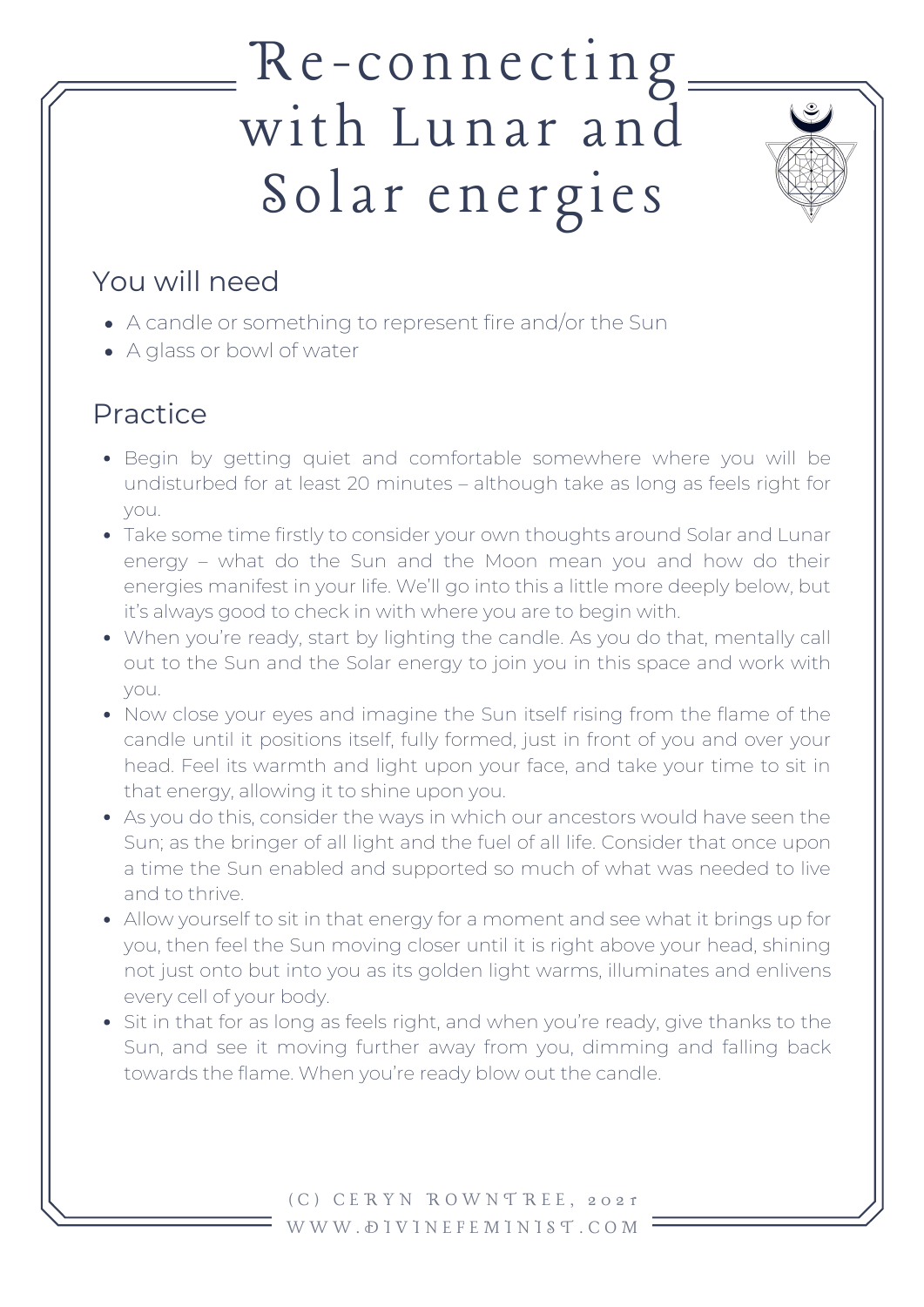# Re-connecting with Lunar and Solar energies

## You will need

- A candle or something to represent fire and/or the Sun
- A glass or bowl of water

## Practice

- Begin by getting quiet and comfortable somewhere where you will be undisturbed for at least 20 minutes – although take as long as feels right for you.
- Take some time firstly to consider your own thoughts around Solar and Lunar energy – what do the Sun and the Moon mean you and how do their energies manifest in your life. We'll go into this a little more deeply below, but it's always good to check in with where you are to begin with.
- When you're ready, start by lighting the candle. As you do that, mentally call out to the Sun and the Solar energy to join you in this space and work with you.
- Now close your eyes and imagine the Sun itself rising from the flame of the candle until it positions itself, fully formed, just in front of you and over your head. Feel its warmth and light upon your face, and take your time to sit in that energy, allowing it to shine upon you.
- As you do this, consider the ways in which our ancestors would have seen the Sun; as the bringer of all light and the fuel of all life. Consider that once upon a time the Sun enabled and supported so much of what was needed to live and to thrive.
- Allow yourself to sit in that energy for a moment and see what it brings up for you, then feel the Sun moving closer until it is right above your head, shining not just onto but into you as its golden light warms, illuminates and enlivens every cell of your body.
- Sit in that for as long as feels right, and when you're ready, give thanks to the Sun, and see it moving further away from you, dimming and falling back towards the flame. When you're ready blow out the candle.

(C) CERYN ROWNTREE, 2021
WWW.DIVINEFEMINIST.COM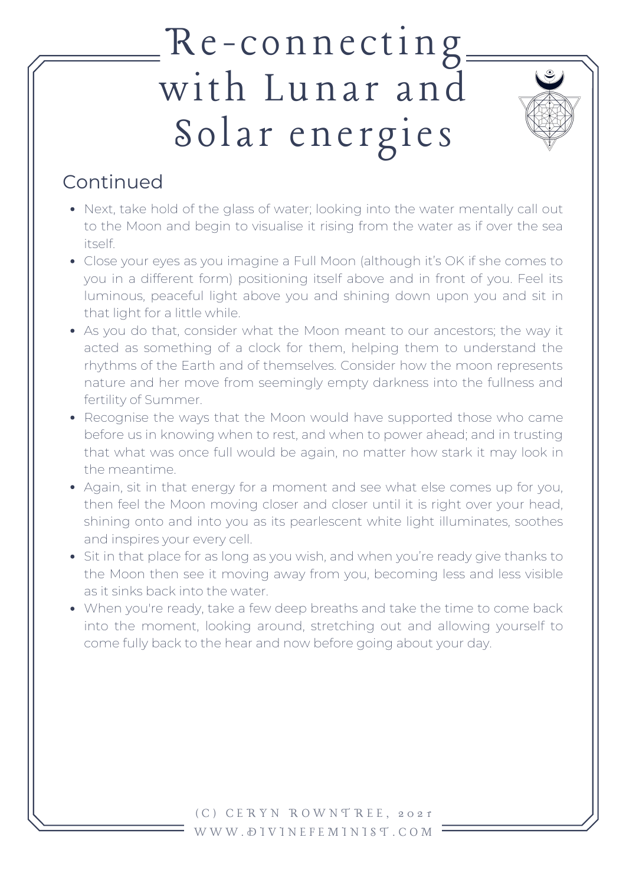## Continued

- Next, take hold of the glass of water; looking into the water mentally call out to the Moon and begin to visualise it rising from the water as if over the sea itself.
- Close your eyes as you imagine a Full Moon (although it's OK if she comes to you in a different form) positioning itself above and in front of you. Feel its luminous, peaceful light above you and shining down upon you and sit in that light for a little while.
- As you do that, consider what the Moon meant to our ancestors; the way it acted as something of a clock for them, helping them to understand the rhythms of the Earth and of themselves. Consider how the moon represents nature and her move from seemingly empty darkness into the fullness and fertility of Summer.
- Recognise the ways that the Moon would have supported those who came before us in knowing when to rest, and when to power ahead; and in trusting that what was once full would be again, no matter how stark it may look in the meantime.
- Again, sit in that energy for a moment and see what else comes up for you, then feel the Moon moving closer and closer until it is right over your head, shining onto and into you as its pearlescent white light illuminates, soothes and inspires your every cell.
- Sit in that place for as long as you wish, and when you're ready give thanks to the Moon then see it moving away from you, becoming less and less visible as it sinks back into the water.
- When you're ready, take a few deep breaths and take the time to come back into the moment, looking around, stretching out and allowing yourself to come fully back to the hear and now before going about your day.